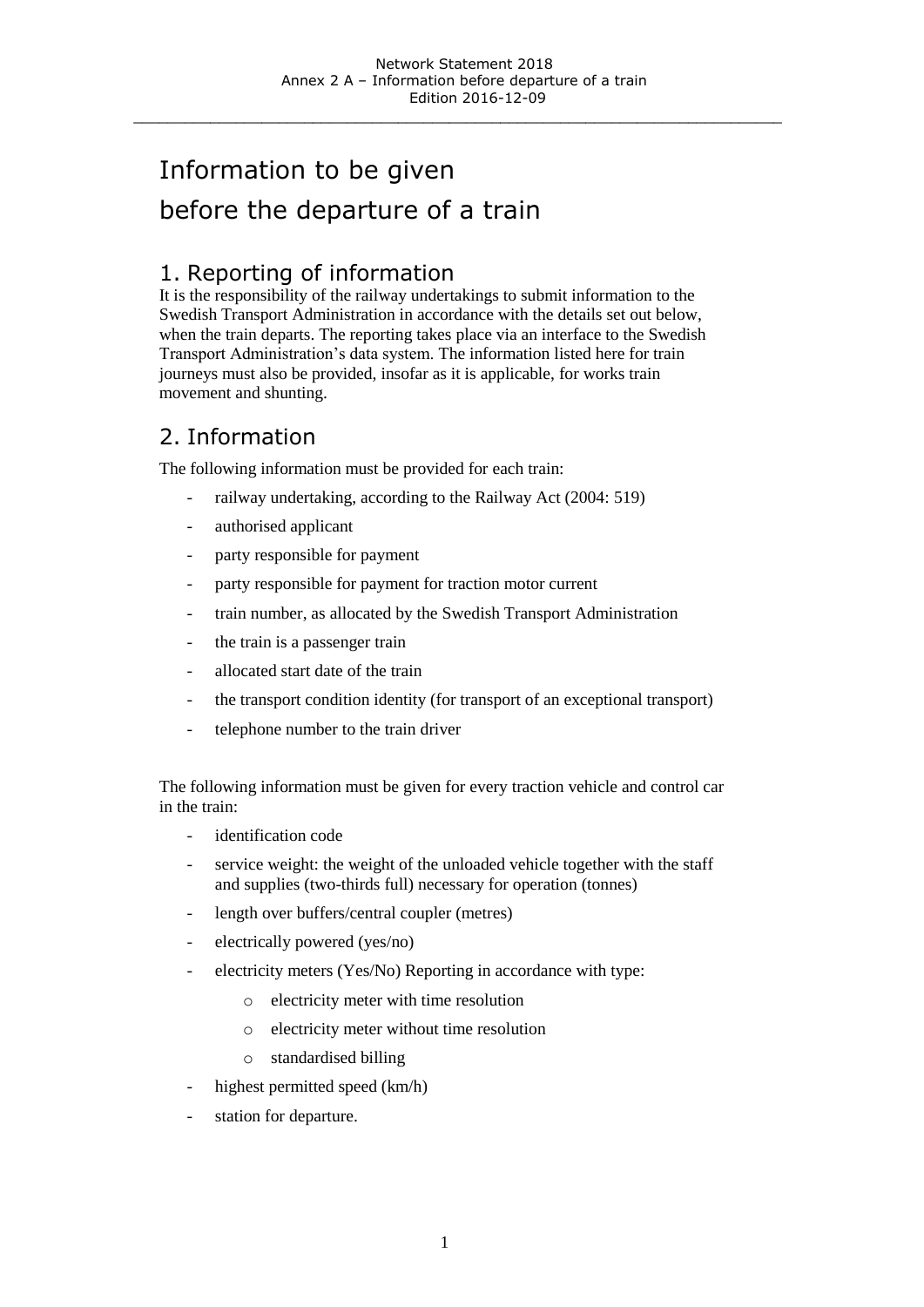# Information to be given before the departure of a train

## 1. Reporting of information

It is the responsibility of the railway undertakings to submit information to the Swedish Transport Administration in accordance with the details set out below, when the train departs. The reporting takes place via an interface to the Swedish Transport Administration's data system. The information listed here for train journeys must also be provided, insofar as it is applicable, for works train movement and shunting.

## 2. Information

The following information must be provided for each train:

- railway undertaking, according to the Railway Act (2004: 519)
- authorised applicant
- party responsible for payment
- party responsible for payment for traction motor current
- train number, as allocated by the Swedish Transport Administration
- the train is a passenger train
- allocated start date of the train
- the transport condition identity (for transport of an exceptional transport)
- telephone number to the train driver

The following information must be given for every traction vehicle and control car in the train:

- identification code
- service weight: the weight of the unloaded vehicle together with the staff and supplies (two-thirds full) necessary for operation (tonnes)
- length over buffers/central coupler (metres)
- electrically powered (yes/no)
- electricity meters (Yes/No) Reporting in accordance with type:
  - electricity meter with time resolution
  - electricity meter without time resolution
  - standardised billing
- highest permitted speed (km/h)
- station for departure.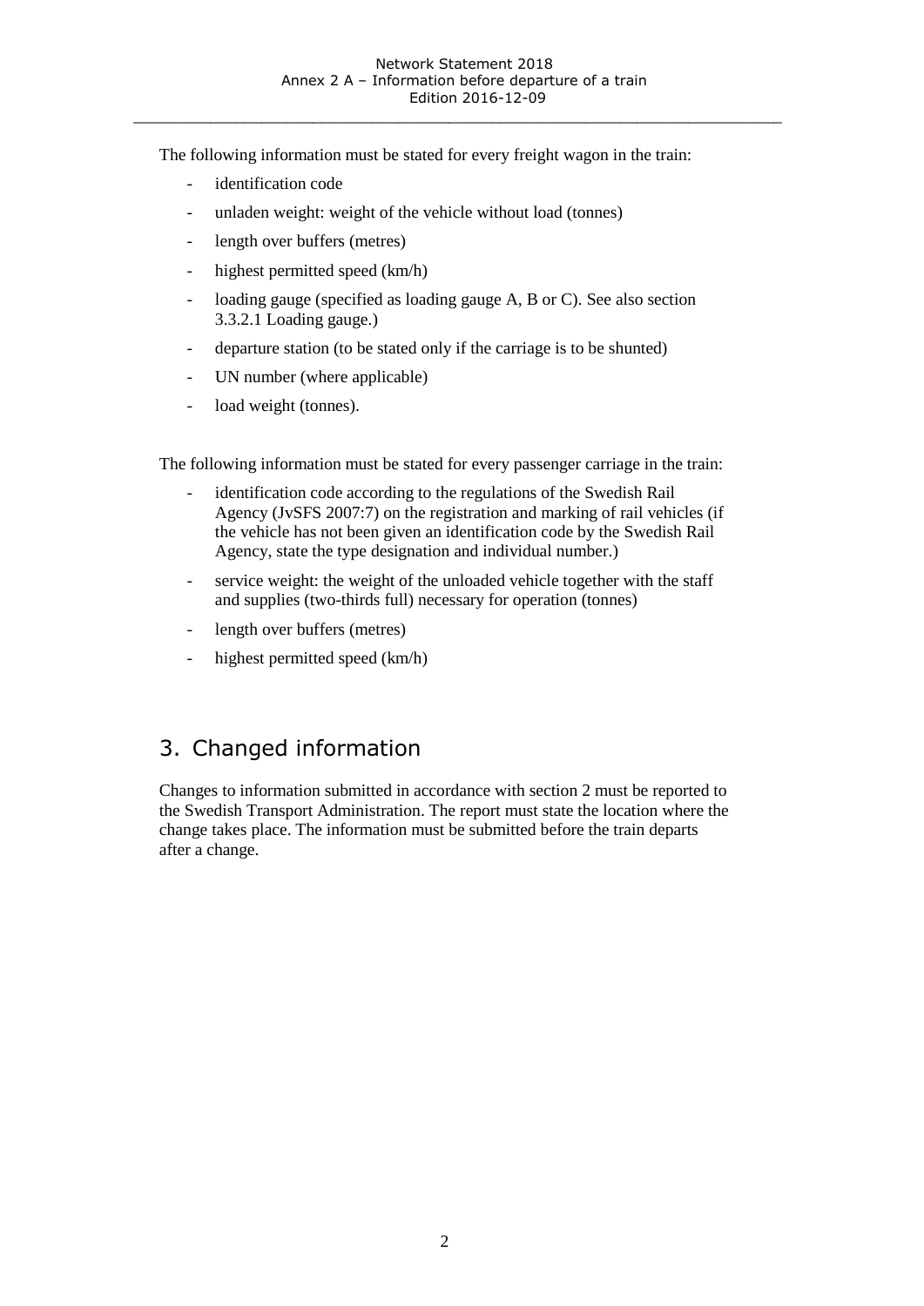The following information must be stated for every freight wagon in the train:

- identification code
- unladen weight: weight of the vehicle without load (tonnes)
- length over buffers (metres)
- highest permitted speed (km/h)
- loading gauge (specified as loading gauge A, B or C). See also section 3.3.2.1 Loading gauge.)
- departure station (to be stated only if the carriage is to be shunted)
- UN number (where applicable)
- load weight (tonnes).

The following information must be stated for every passenger carriage in the train:

- identification code according to the regulations of the Swedish Rail Agency (JvSFS 2007:7) on the registration and marking of rail vehicles (if the vehicle has not been given an identification code by the Swedish Rail Agency, state the type designation and individual number.)
- service weight: the weight of the unloaded vehicle together with the staff and supplies (two-thirds full) necessary for operation (tonnes)
- length over buffers (metres)
- highest permitted speed (km/h)

# 3. Changed information

Changes to information submitted in accordance with section 2 must be reported to the Swedish Transport Administration. The report must state the location where the change takes place. The information must be submitted before the train departs after a change.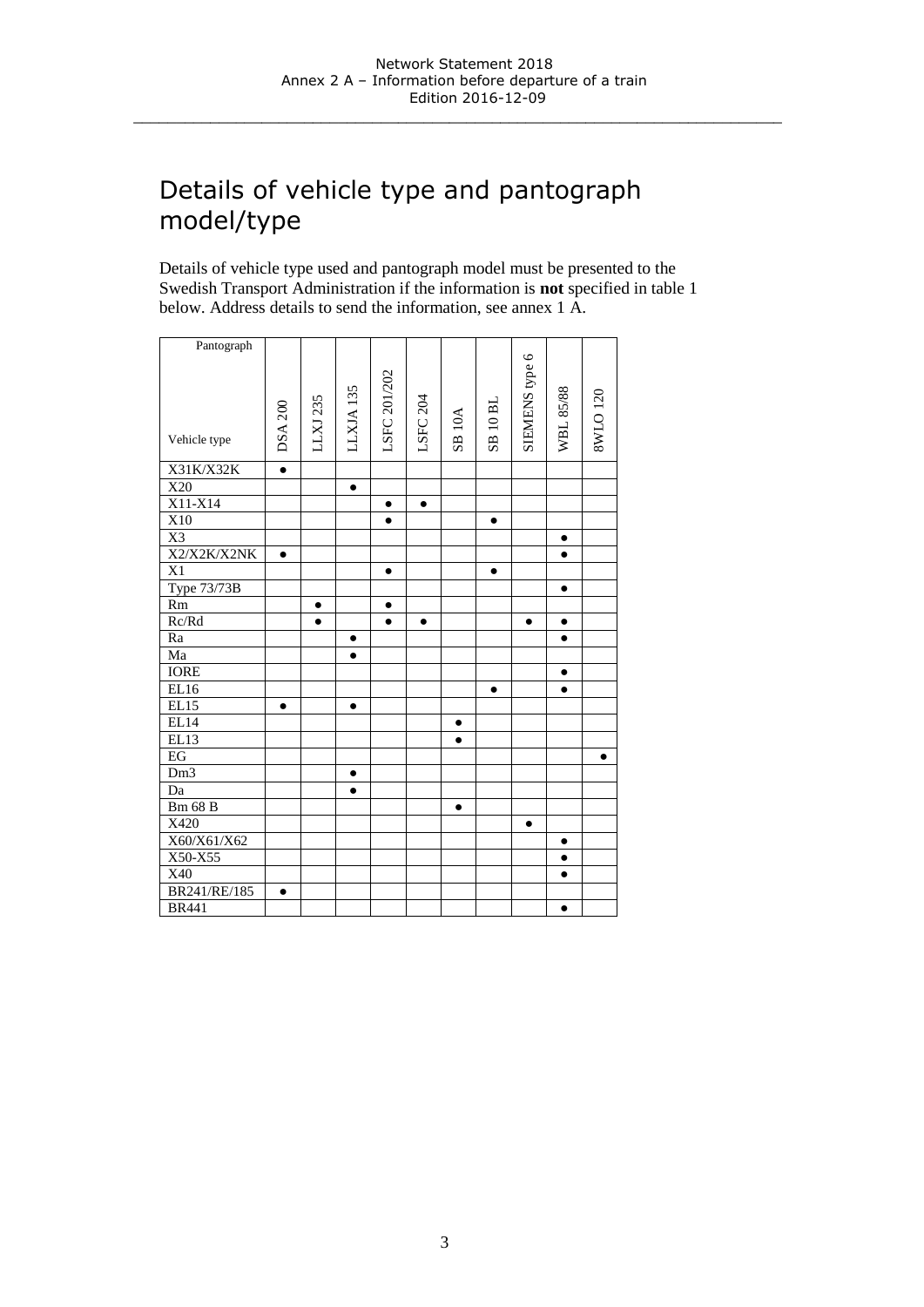# Details of vehicle type and pantograph model/type

Details of vehicle type used and pantograph model must be presented to the Swedish Transport Administration if the information is **not** specified in table 1 below. Address details to send the information, see annex 1 A.

| Pantograph / Vehicle type | DSA 200 | LLXJ 235 | LLXJA 135 | LSFC 201/202 | LSFC 204 | SB 10A | SB 10 BL | SIEMENS type 6 | WBL 85/88 | 8WLO 120 |
|---|---|---|---|---|---|---|---|---|---|---|
| X31K/X32K | ● | | | | | | | | | |
| X20 | | | ● | | | | | | | |
| X11-X14 | | | | ● | ● | | | | | |
| X10 | | | | ● | | | ● | | | |
| X3 | | | | | | | | | ● | |
| X2/X2K/X2NK | ● | | | | | | | | ● | |
| X1 | | | | ● | | | ● | | | |
| Type 73/73B | | | | | | | | | ● | |
| Rm | | ● | | ● | | | | | | |
| Rc/Rd | | ● | | ● | ● | | | ● | ● | |
| Ra | | | ● | | | | | | ● | |
| Ma | | | ● | | | | | | | |
| IORE | | | | | | | | | ● | |
| EL16 | | | | | | | ● | | ● | |
| EL15 | ● | | ● | | | | | | | |
| EL14 | | | | | | ● | | | | |
| EL13 | | | | | | ● | | | | |
| EG | | | | | | | | | | ● |
| Dm3 | | | ● | | | | | | | |
| Da | | | ● | | | | | | | |
| Bm 68 B | | | | | | ● | | | | |
| X420 | | | | | | | | ● | | |
| X60/X61/X62 | | | | | | | | | ● | |
| X50-X55 | | | | | | | | | ● | |
| X40 | | | | | | | | | ● | |
| BR241/RE/185 | ● | | | | | | | | | |
| BR441 | | | | | | | | | ● | |